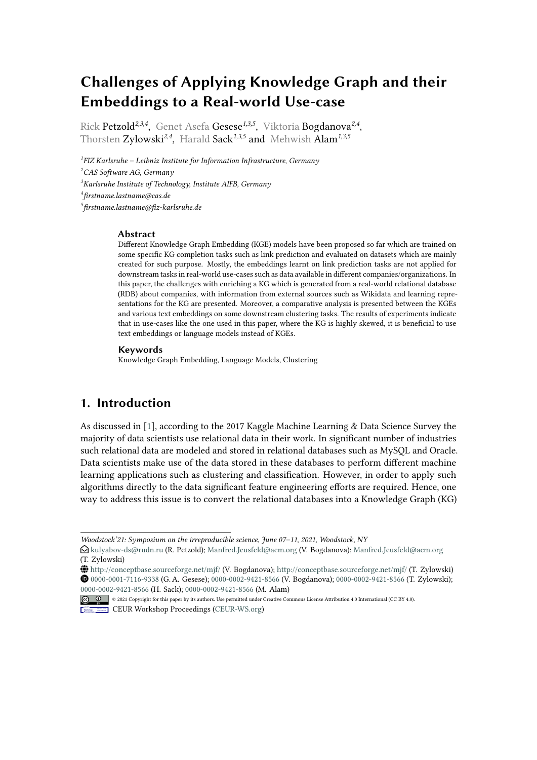# Challenges of Applying Knowledge Graph and their Embeddings to a Real-world Use-case

Rick Petzold[2,3,4], Genet Asefa Gesese[1,3,5], Viktoria Bogdanova[2,4], Thorsten Zylowski[2,4], Harald Sack[1,3,5] and Mehwish Alam[1,3,5]

[1]*FIZ Karlsruhe – Leibniz Institute for Information Infrastructure, Germany*
[2]*CAS Software AG, Germany*
[3]*Karlsruhe Institute of Technology, Institute AIFB, Germany*
[4]*firstname.lastname@cas.de*
[5]*firstname.lastname@fiz-karlsruhe.de*

### Abstract

Different Knowledge Graph Embedding (KGE) models have been proposed so far which are trained on some specific KG completion tasks such as link prediction and evaluated on datasets which are mainly created for such purpose. Mostly, the embeddings learnt on link prediction tasks are not applied for downstream tasks in real-world use-cases such as data available in different companies/organizations. In this paper, the challenges with enriching a KG which is generated from a real-world relational database (RDB) about companies, with information from external sources such as Wikidata and learning representations for the KG are presented. Moreover, a comparative analysis is presented between the KGEs and various text embeddings on some downstream clustering tasks. The results of experiments indicate that in use-cases like the one used in this paper, where the KG is highly skewed, it is beneficial to use text embeddings or language models instead of KGEs.

### Keywords

Knowledge Graph Embedding, Language Models, Clustering

## 1. Introduction

As discussed in [1], according to the 2017 Kaggle Machine Learning & Data Science Survey the majority of data scientists use relational data in their work. In significant number of industries such relational data are modeled and stored in relational databases such as MySQL and Oracle. Data scientists make use of the data stored in these databases to perform different machine learning applications such as clustering and classification. However, in order to apply such algorithms directly to the data significant feature engineering efforts are required. Hence, one way to address this issue is to convert the relational databases into a Knowledge Graph (KG)

---

*Woodstock'21: Symposium on the irreproducible science, June 07–11, 2021, Woodstock, NY*
kulyabov-ds@rudn.ru (R. Petzold); Manfred.Jeusfeld@acm.org (V. Bogdanova); Manfred.Jeusfeld@acm.org (T. Zylowski)
http://conceptbase.sourceforge.net/mjf/ (V. Bogdanova); http://conceptbase.sourceforge.net/mjf/ (T. Zylowski)
0000-0001-7116-9338 (G. A. Gesese); 0000-0002-9421-8566 (V. Bogdanova); 0000-0002-9421-8566 (T. Zylowski); 0000-0002-9421-8566 (H. Sack); 0000-0002-9421-8566 (M. Alam)
© 2021 Copyright for this paper by its authors. Use permitted under Creative Commons License Attribution 4.0 International (CC BY 4.0).
CEUR Workshop Proceedings (CEUR-WS.org)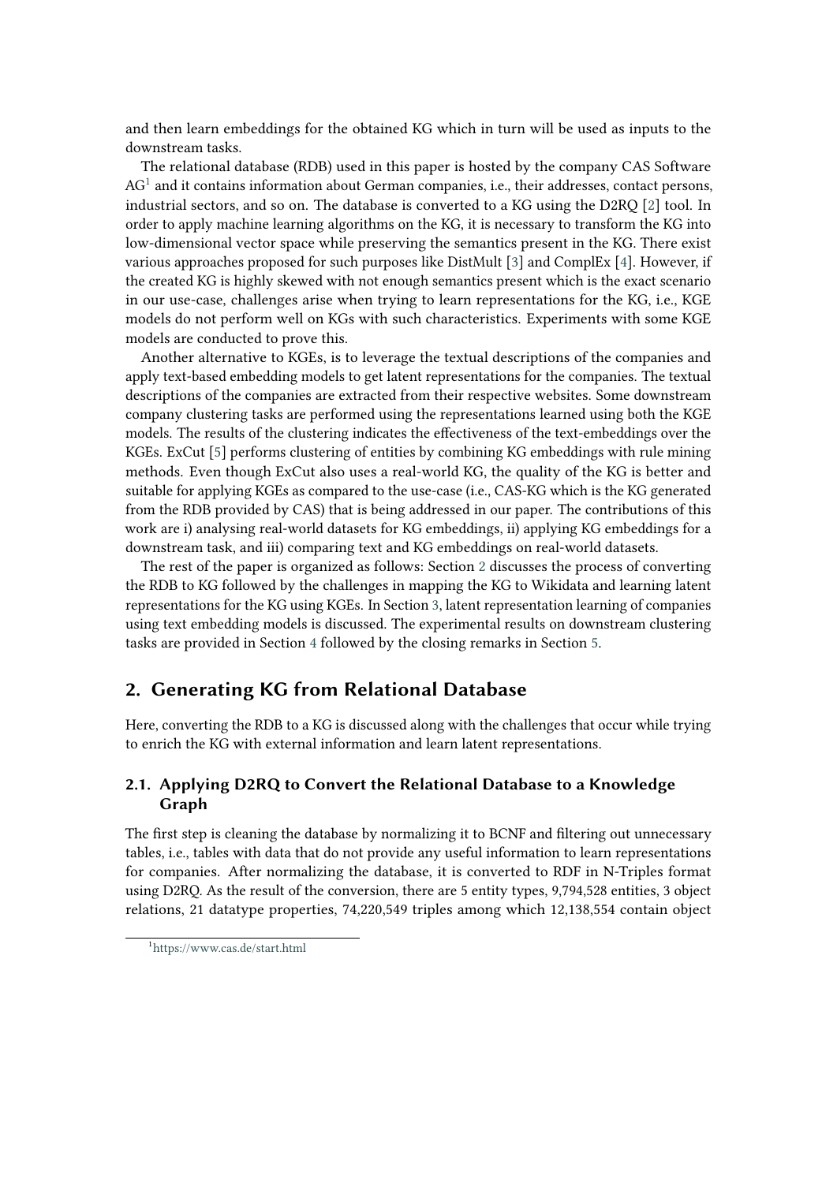and then learn embeddings for the obtained KG which in turn will be used as inputs to the downstream tasks.

The relational database (RDB) used in this paper is hosted by the company CAS Software AG[1] and it contains information about German companies, i.e., their addresses, contact persons, industrial sectors, and so on. The database is converted to a KG using the D2RQ [2] tool. In order to apply machine learning algorithms on the KG, it is necessary to transform the KG into low-dimensional vector space while preserving the semantics present in the KG. There exist various approaches proposed for such purposes like DistMult [3] and ComplEx [4]. However, if the created KG is highly skewed with not enough semantics present which is the exact scenario in our use-case, challenges arise when trying to learn representations for the KG, i.e., KGE models do not perform well on KGs with such characteristics. Experiments with some KGE models are conducted to prove this.

Another alternative to KGEs, is to leverage the textual descriptions of the companies and apply text-based embedding models to get latent representations for the companies. The textual descriptions of the companies are extracted from their respective websites. Some downstream company clustering tasks are performed using the representations learned using both the KGE models. The results of the clustering indicates the effectiveness of the text-embeddings over the KGEs. ExCut [5] performs clustering of entities by combining KG embeddings with rule mining methods. Even though ExCut also uses a real-world KG, the quality of the KG is better and suitable for applying KGEs as compared to the use-case (i.e., CAS-KG which is the KG generated from the RDB provided by CAS) that is being addressed in our paper. The contributions of this work are i) analysing real-world datasets for KG embeddings, ii) applying KG embeddings for a downstream task, and iii) comparing text and KG embeddings on real-world datasets.

The rest of the paper is organized as follows: Section 2 discusses the process of converting the RDB to KG followed by the challenges in mapping the KG to Wikidata and learning latent representations for the KG using KGEs. In Section 3, latent representation learning of companies using text embedding models is discussed. The experimental results on downstream clustering tasks are provided in Section 4 followed by the closing remarks in Section 5.

## 2. Generating KG from Relational Database

Here, converting the RDB to a KG is discussed along with the challenges that occur while trying to enrich the KG with external information and learn latent representations.

### 2.1. Applying D2RQ to Convert the Relational Database to a Knowledge Graph

The first step is cleaning the database by normalizing it to BCNF and filtering out unnecessary tables, i.e., tables with data that do not provide any useful information to learn representations for companies. After normalizing the database, it is converted to RDF in N-Triples format using D2RQ. As the result of the conversion, there are 5 entity types, 9,794,528 entities, 3 object relations, 21 datatype properties, 74,220,549 triples among which 12,138,554 contain object

[1] https://www.cas.de/start.html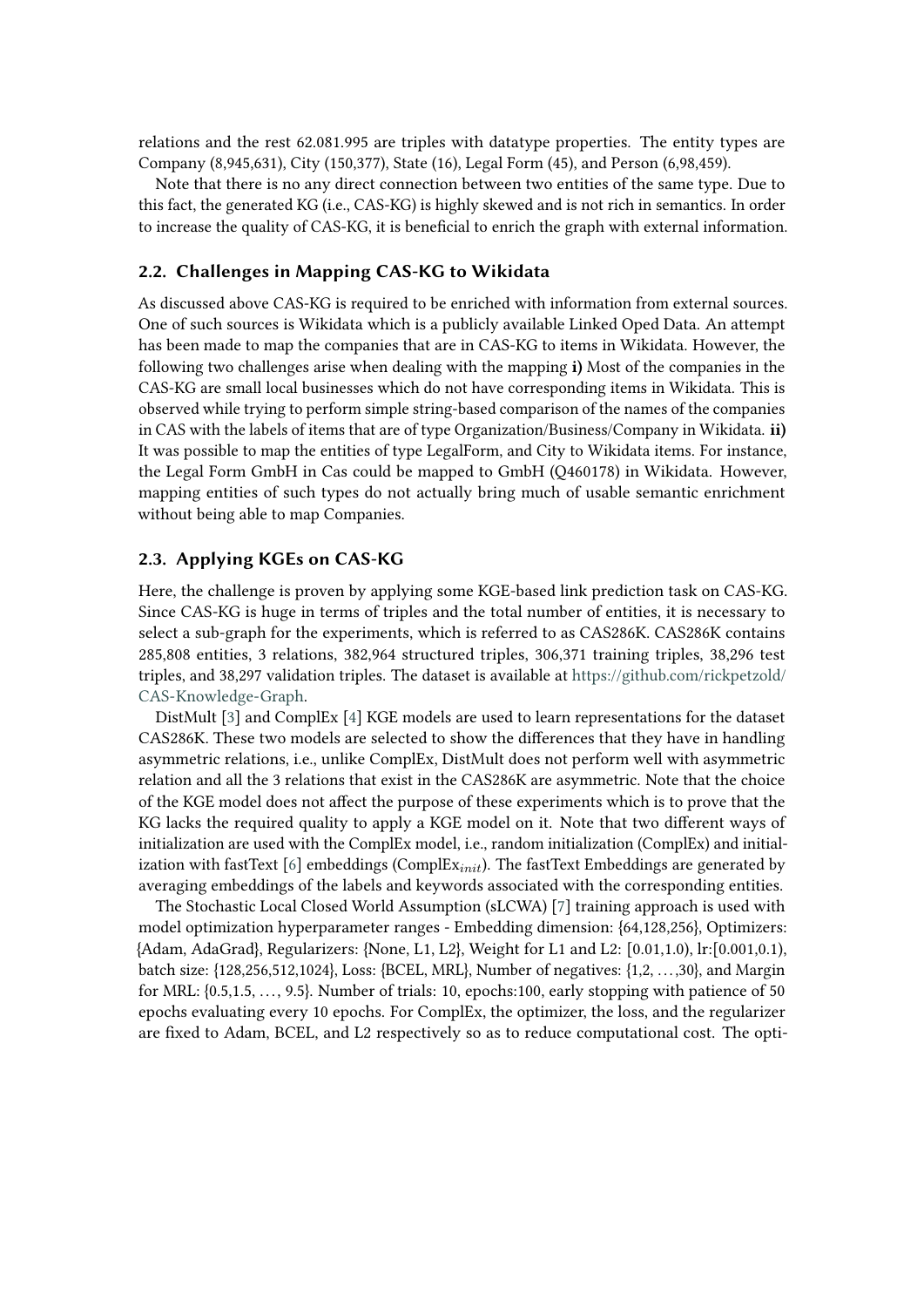relations and the rest 62.081.995 are triples with datatype properties. The entity types are Company (8,945,631), City (150,377), State (16), Legal Form (45), and Person (6,98,459).

Note that there is no any direct connection between two entities of the same type. Due to this fact, the generated KG (i.e., CAS-KG) is highly skewed and is not rich in semantics. In order to increase the quality of CAS-KG, it is beneficial to enrich the graph with external information.

## 2.2. Challenges in Mapping CAS-KG to Wikidata

As discussed above CAS-KG is required to be enriched with information from external sources. One of such sources is Wikidata which is a publicly available Linked Oped Data. An attempt has been made to map the companies that are in CAS-KG to items in Wikidata. However, the following two challenges arise when dealing with the mapping **i)** Most of the companies in the CAS-KG are small local businesses which do not have corresponding items in Wikidata. This is observed while trying to perform simple string-based comparison of the names of the companies in CAS with the labels of items that are of type Organization/Business/Company in Wikidata. **ii)** It was possible to map the entities of type LegalForm, and City to Wikidata items. For instance, the Legal Form GmbH in Cas could be mapped to GmbH (Q460178) in Wikidata. However, mapping entities of such types do not actually bring much of usable semantic enrichment without being able to map Companies.

## 2.3. Applying KGEs on CAS-KG

Here, the challenge is proven by applying some KGE-based link prediction task on CAS-KG. Since CAS-KG is huge in terms of triples and the total number of entities, it is necessary to select a sub-graph for the experiments, which is referred to as CAS286K. CAS286K contains 285,808 entities, 3 relations, 382,964 structured triples, 306,371 training triples, 38,296 test triples, and 38,297 validation triples. The dataset is available at https://github.com/rickpetzold/CAS-Knowledge-Graph.

DistMult [3] and ComplEx [4] KGE models are used to learn representations for the dataset CAS286K. These two models are selected to show the differences that they have in handling asymmetric relations, i.e., unlike ComplEx, DistMult does not perform well with asymmetric relation and all the 3 relations that exist in the CAS286K are asymmetric. Note that the choice of the KGE model does not affect the purpose of these experiments which is to prove that the KG lacks the required quality to apply a KGE model on it. Note that two different ways of initialization are used with the ComplEx model, i.e., random initialization (ComplEx) and initialization with fastText [6] embeddings (ComplEx$_{init}$). The fastText Embeddings are generated by averaging embeddings of the labels and keywords associated with the corresponding entities.

The Stochastic Local Closed World Assumption (sLCWA) [7] training approach is used with model optimization hyperparameter ranges - Embedding dimension: {64,128,256}, Optimizers: {Adam, AdaGrad}, Regularizers: {None, L1, L2}, Weight for L1 and L2: [0.01,1.0), lr:[0.001,0.1), batch size: {128,256,512,1024}, Loss: {BCEL, MRL}, Number of negatives: {1,2, …,30}, and Margin for MRL: {0.5,1.5, …, 9.5}. Number of trials: 10, epochs:100, early stopping with patience of 50 epochs evaluating every 10 epochs. For ComplEx, the optimizer, the loss, and the regularizer are fixed to Adam, BCEL, and L2 respectively so as to reduce computational cost. The opti-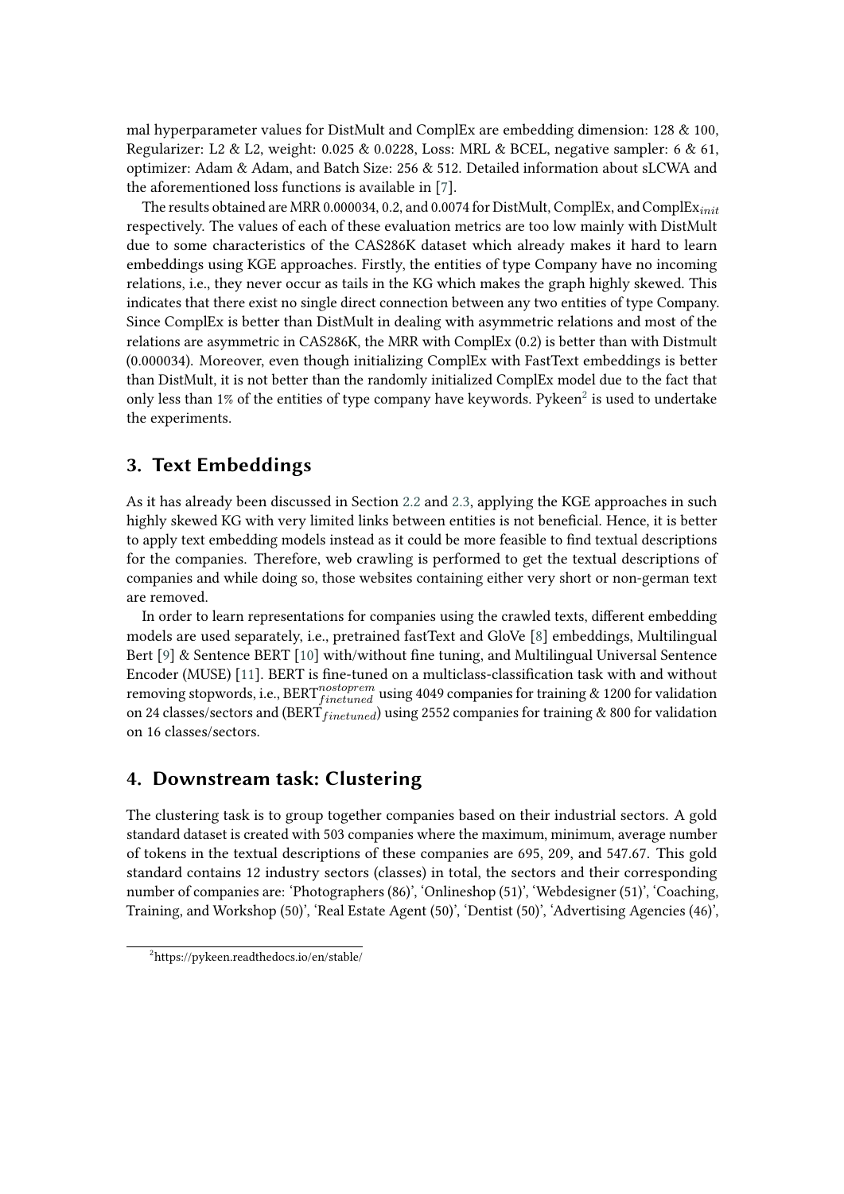mal hyperparameter values for DistMult and ComplEx are embedding dimension: 128 & 100, Regularizer: L2 & L2, weight: 0.025 & 0.0228, Loss: MRL & BCEL, negative sampler: 6 & 61, optimizer: Adam & Adam, and Batch Size: 256 & 512. Detailed information about sLCWA and the aforementioned loss functions is available in [7].

The results obtained are MRR 0.000034, 0.2, and 0.0074 for DistMult, ComplEx, and ComplEx$_{init}$ respectively. The values of each of these evaluation metrics are too low mainly with DistMult due to some characteristics of the CAS286K dataset which already makes it hard to learn embeddings using KGE approaches. Firstly, the entities of type Company have no incoming relations, i.e., they never occur as tails in the KG which makes the graph highly skewed. This indicates that there exist no single direct connection between any two entities of type Company. Since ComplEx is better than DistMult in dealing with asymmetric relations and most of the relations are asymmetric in CAS286K, the MRR with ComplEx (0.2) is better than with Distmult (0.000034). Moreover, even though initializing ComplEx with FastText embeddings is better than DistMult, it is not better than the randomly initialized ComplEx model due to the fact that only less than 1% of the entities of type company have keywords. Pykeen[2] is used to undertake the experiments.

## 3. Text Embeddings

As it has already been discussed in Section 2.2 and 2.3, applying the KGE approaches in such highly skewed KG with very limited links between entities is not beneficial. Hence, it is better to apply text embedding models instead as it could be more feasible to find textual descriptions for the companies. Therefore, web crawling is performed to get the textual descriptions of companies and while doing so, those websites containing either very short or non-german text are removed.

In order to learn representations for companies using the crawled texts, different embedding models are used separately, i.e., pretrained fastText and GloVe [8] embeddings, Multilingual Bert [9] & Sentence BERT [10] with/without fine tuning, and Multilingual Universal Sentence Encoder (MUSE) [11]. BERT is fine-tuned on a multiclass-classification task with and without removing stopwords, i.e., BERT$_{finetuned}^{nostoprem}$ using 4049 companies for training & 1200 for validation on 24 classes/sectors and (BERT$_{finetuned}$) using 2552 companies for training & 800 for validation on 16 classes/sectors.

## 4. Downstream task: Clustering

The clustering task is to group together companies based on their industrial sectors. A gold standard dataset is created with 503 companies where the maximum, minimum, average number of tokens in the textual descriptions of these companies are 695, 209, and 547.67. This gold standard contains 12 industry sectors (classes) in total, the sectors and their corresponding number of companies are: 'Photographers (86)', 'Onlineshop (51)', 'Webdesigner (51)', 'Coaching, Training, and Workshop (50)', 'Real Estate Agent (50)', 'Dentist (50)', 'Advertising Agencies (46)',

[2] https://pykeen.readthedocs.io/en/stable/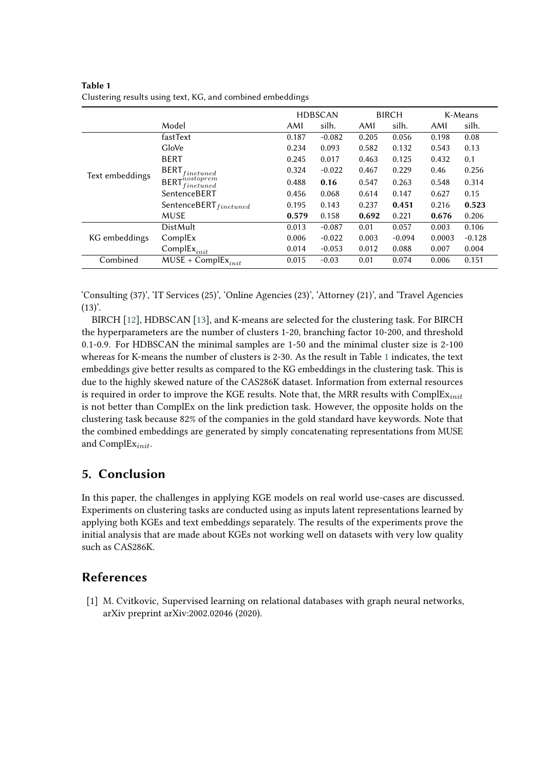**Table 1**
Clustering results using text, KG, and combined embeddings

| | | HDBSCAN | | BIRCH | | K-Means | |
|---|---|---|---|---|---|---|---|
| | Model | AMI | silh. | AMI | silh. | AMI | silh. |
| Text embeddings | fastText | 0.187 | -0.082 | 0.205 | 0.056 | 0.198 | 0.08 |
| | GloVe | 0.234 | 0.093 | 0.582 | 0.132 | 0.543 | 0.13 |
| | BERT | 0.245 | 0.017 | 0.463 | 0.125 | 0.432 | 0.1 |
| | $\text{BERT}_{finetuned}$ | 0.324 | -0.022 | 0.467 | 0.229 | 0.46 | 0.256 |
| | $\text{BERT}^{nostoprem}_{finetuned}$ | 0.488 | **0.16** | 0.547 | 0.263 | 0.548 | 0.314 |
| | SentenceBERT | 0.456 | 0.068 | 0.614 | 0.147 | 0.627 | 0.15 |
| | $\text{SentenceBERT}_{finetuned}$ | 0.195 | 0.143 | 0.237 | **0.451** | 0.216 | **0.523** |
| | MUSE | **0.579** | 0.158 | **0.692** | 0.221 | **0.676** | 0.206 |
| KG embeddings | DistMult | 0.013 | -0.087 | 0.01 | 0.057 | 0.003 | 0.106 |
| | ComplEx | 0.006 | -0.022 | 0.003 | -0.094 | 0.0003 | -0.128 |
| | $\text{ComplEx}_{init}$ | 0.014 | -0.053 | 0.012 | 0.088 | 0.007 | 0.004 |
| Combined | MUSE + $\text{ComplEx}_{init}$ | 0.015 | -0.03 | 0.01 | 0.074 | 0.006 | 0.151 |

'Consulting (37)', 'IT Services (25)', 'Online Agencies (23)', 'Attorney (21)', and 'Travel Agencies (13)'.

BIRCH [12], HDBSCAN [13], and K-means are selected for the clustering task. For BIRCH the hyperparameters are the number of clusters 1-20, branching factor 10-200, and threshold 0.1-0.9. For HDBSCAN the minimal samples are 1-50 and the minimal cluster size is 2-100 whereas for K-means the number of clusters is 2-30. As the result in Table 1 indicates, the text embeddings give better results as compared to the KG embeddings in the clustering task. This is due to the highly skewed nature of the CAS286K dataset. Information from external resources is required in order to improve the KGE results. Note that, the MRR results with $\text{ComplEx}_{init}$ is not better than ComplEx on the link prediction task. However, the opposite holds on the clustering task because 82% of the companies in the gold standard have keywords. Note that the combined embeddings are generated by simply concatenating representations from MUSE and $\text{ComplEx}_{init}$.

## 5. Conclusion

In this paper, the challenges in applying KGE models on real world use-cases are discussed. Experiments on clustering tasks are conducted using as inputs latent representations learned by applying both KGEs and text embeddings separately. The results of the experiments prove the initial analysis that are made about KGEs not working well on datasets with very low quality such as CAS286K.

## References

[1] M. Cvitkovic, Supervised learning on relational databases with graph neural networks, arXiv preprint arXiv:2002.02046 (2020).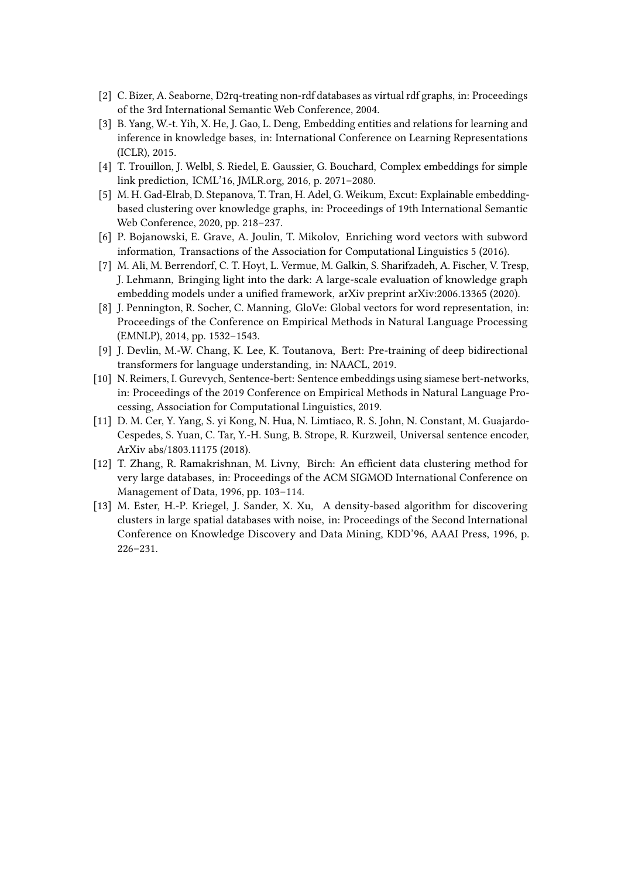[2] C. Bizer, A. Seaborne, D2rq-treating non-rdf databases as virtual rdf graphs, in: Proceedings of the 3rd International Semantic Web Conference, 2004.

[3] B. Yang, W.-t. Yih, X. He, J. Gao, L. Deng, Embedding entities and relations for learning and inference in knowledge bases, in: International Conference on Learning Representations (ICLR), 2015.

[4] T. Trouillon, J. Welbl, S. Riedel, E. Gaussier, G. Bouchard, Complex embeddings for simple link prediction, ICML'16, JMLR.org, 2016, p. 2071–2080.

[5] M. H. Gad-Elrab, D. Stepanova, T. Tran, H. Adel, G. Weikum, Excut: Explainable embedding-based clustering over knowledge graphs, in: Proceedings of 19th International Semantic Web Conference, 2020, pp. 218–237.

[6] P. Bojanowski, E. Grave, A. Joulin, T. Mikolov, Enriching word vectors with subword information, Transactions of the Association for Computational Linguistics 5 (2016).

[7] M. Ali, M. Berrendorf, C. T. Hoyt, L. Vermue, M. Galkin, S. Sharifzadeh, A. Fischer, V. Tresp, J. Lehmann, Bringing light into the dark: A large-scale evaluation of knowledge graph embedding models under a unified framework, arXiv preprint arXiv:2006.13365 (2020).

[8] J. Pennington, R. Socher, C. Manning, GloVe: Global vectors for word representation, in: Proceedings of the Conference on Empirical Methods in Natural Language Processing (EMNLP), 2014, pp. 1532–1543.

[9] J. Devlin, M.-W. Chang, K. Lee, K. Toutanova, Bert: Pre-training of deep bidirectional transformers for language understanding, in: NAACL, 2019.

[10] N. Reimers, I. Gurevych, Sentence-bert: Sentence embeddings using siamese bert-networks, in: Proceedings of the 2019 Conference on Empirical Methods in Natural Language Processing, Association for Computational Linguistics, 2019.

[11] D. M. Cer, Y. Yang, S. yi Kong, N. Hua, N. Limtiaco, R. S. John, N. Constant, M. Guajardo-Cespedes, S. Yuan, C. Tar, Y.-H. Sung, B. Strope, R. Kurzweil, Universal sentence encoder, ArXiv abs/1803.11175 (2018).

[12] T. Zhang, R. Ramakrishnan, M. Livny, Birch: An efficient data clustering method for very large databases, in: Proceedings of the ACM SIGMOD International Conference on Management of Data, 1996, pp. 103–114.

[13] M. Ester, H.-P. Kriegel, J. Sander, X. Xu, A density-based algorithm for discovering clusters in large spatial databases with noise, in: Proceedings of the Second International Conference on Knowledge Discovery and Data Mining, KDD'96, AAAI Press, 1996, p. 226–231.